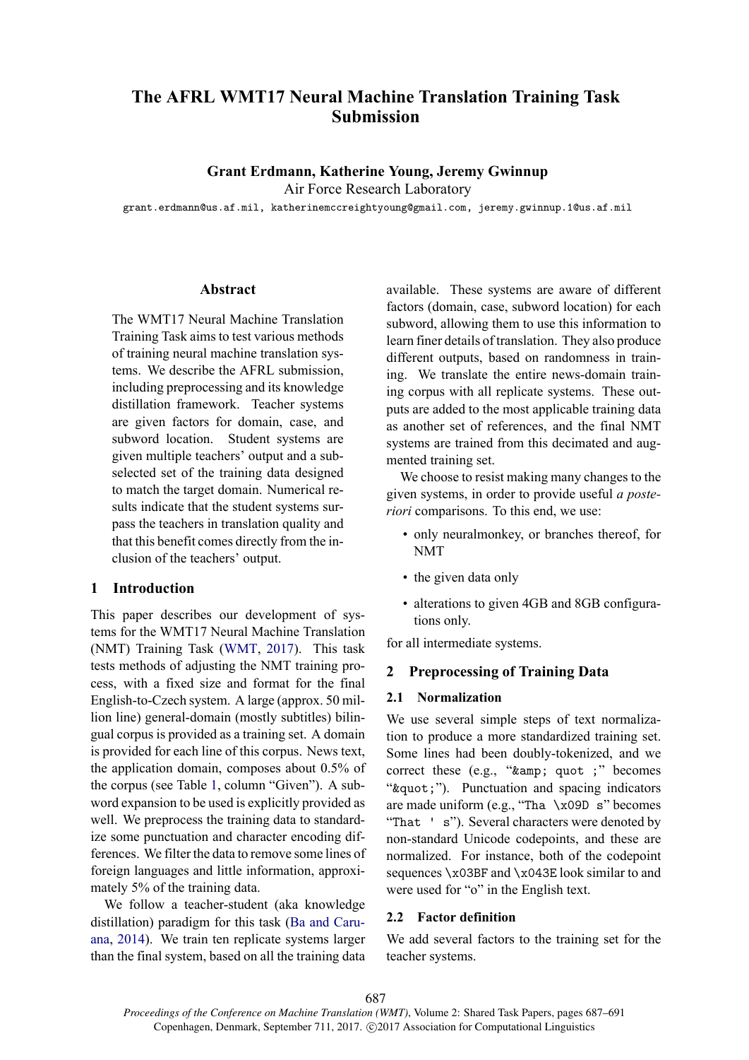# The AFRL WMT17 Neural Machine Translation Training Task Submission

**Grant Erdmann, Katherine Young, Jeremy Gwinnup**
Air Force Research Laboratory
`grant.erdmann@us.af.mil, katherinemccreightyoung@gmail.com, jeremy.gwinnup.1@us.af.mil`

## Abstract

The WMT17 Neural Machine Translation Training Task aims to test various methods of training neural machine translation systems. We describe the AFRL submission, including preprocessing and its knowledge distillation framework. Teacher systems are given factors for domain, case, and subword location. Student systems are given multiple teachers' output and a subselected set of the training data designed to match the target domain. Numerical results indicate that the student systems surpass the teachers in translation quality and that this benefit comes directly from the inclusion of the teachers' output.

## 1 Introduction

This paper describes our development of systems for the WMT17 Neural Machine Translation (NMT) Training Task (WMT, 2017). This task tests methods of adjusting the NMT training process, with a fixed size and format for the final English-to-Czech system. A large (approx. 50 million line) general-domain (mostly subtitles) bilingual corpus is provided as a training set. A domain is provided for each line of this corpus. News text, the application domain, composes about 0.5% of the corpus (see Table 1, column "Given"). A subword expansion to be used is explicitly provided as well. We preprocess the training data to standardize some punctuation and character encoding differences. We filter the data to remove some lines of foreign languages and little information, approximately 5% of the training data.

We follow a teacher-student (aka knowledge distillation) paradigm for this task (Ba and Caruana, 2014). We train ten replicate systems larger than the final system, based on all the training data available. These systems are aware of different factors (domain, case, subword location) for each subword, allowing them to use this information to learn finer details of translation. They also produce different outputs, based on randomness in training. We translate the entire news-domain training corpus with all replicate systems. These outputs are added to the most applicable training data as another set of references, and the final NMT systems are trained from this decimated and augmented training set.

We choose to resist making many changes to the given systems, in order to provide useful *a posteriori* comparisons. To this end, we use:

- only neuralmonkey, or branches thereof, for NMT
- the given data only
- alterations to given 4GB and 8GB configurations only.

for all intermediate systems.

## 2 Preprocessing of Training Data

### 2.1 Normalization

We use several simple steps of text normalization to produce a more standardized training set. Some lines had been doubly-tokenized, and we correct these (e.g., "`&amp; quot ;`" becomes "`&quot;`"). Punctuation and spacing indicators are made uniform (e.g., "`Tha \x09D s`" becomes "`That ' s`"). Several characters were denoted by non-standard Unicode codepoints, and these are normalized. For instance, both of the codepoint sequences `\x03BF` and `\x043E` look similar to and were used for "o" in the English text.

### 2.2 Factor definition

We add several factors to the training set for the teacher systems.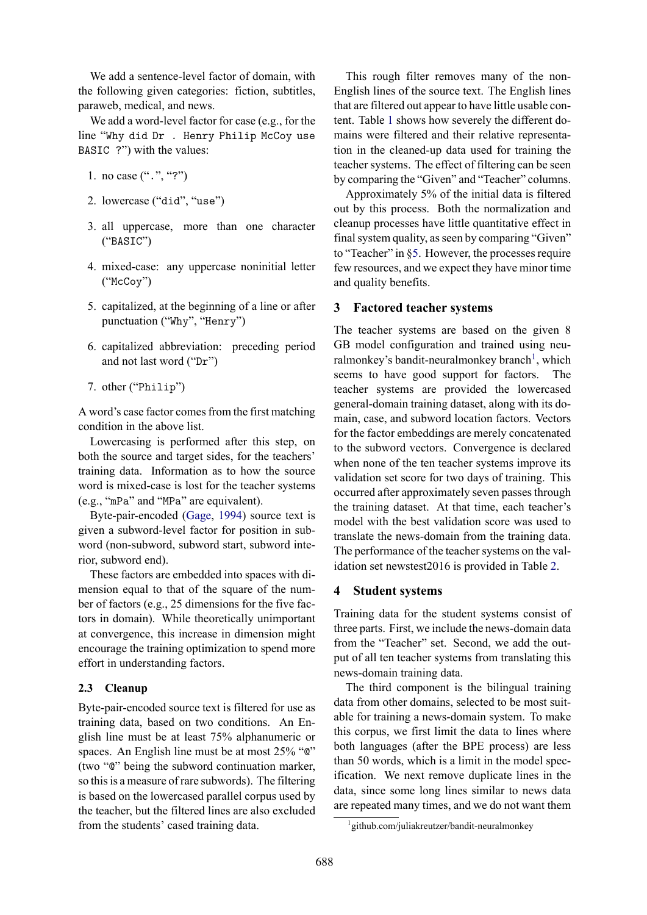We add a sentence-level factor of domain, with the following given categories: fiction, subtitles, paraweb, medical, and news.

We add a word-level factor for case (e.g., for the line "`Why did Dr . Henry Philip McCoy use BASIC ?`") with the values:

1. no case ("`.`", "`?`")
2. lowercase ("`did`", "`use`")
3. all uppercase, more than one character ("`BASIC`")
4. mixed-case: any uppercase noninitial letter ("`McCoy`")
5. capitalized, at the beginning of a line or after punctuation ("`Why`", "`Henry`")
6. capitalized abbreviation: preceding period and not last word ("`Dr`")
7. other ("`Philip`")

A word's case factor comes from the first matching condition in the above list.

Lowercasing is performed after this step, on both the source and target sides, for the teachers' training data. Information as to how the source word is mixed-case is lost for the teacher systems (e.g., "`mPa`" and "`MPa`" are equivalent).

Byte-pair-encoded (Gage, 1994) source text is given a subword-level factor for position in subword (non-subword, subword start, subword interior, subword end).

These factors are embedded into spaces with dimension equal to that of the square of the number of factors (e.g., 25 dimensions for the five factors in domain). While theoretically unimportant at convergence, this increase in dimension might encourage the training optimization to spend more effort in understanding factors.

### 2.3 Cleanup

Byte-pair-encoded source text is filtered for use as training data, based on two conditions. An English line must be at least 75% alphanumeric or spaces. An English line must be at most 25% "`@`" (two "`@`" being the subword continuation marker, so this is a measure of rare subwords). The filtering is based on the lowercased parallel corpus used by the teacher, but the filtered lines are also excluded from the students' cased training data.

This rough filter removes many of the non-English lines of the source text. The English lines that are filtered out appear to have little usable content. Table 1 shows how severely the different domains were filtered and their relative representation in the cleaned-up data used for training the teacher systems. The effect of filtering can be seen by comparing the "Given" and "Teacher" columns.

Approximately 5% of the initial data is filtered out by this process. Both the normalization and cleanup processes have little quantitative effect in final system quality, as seen by comparing "Given" to "Teacher" in §5. However, the processes require few resources, and we expect they have minor time and quality benefits.

## 3 Factored teacher systems

The teacher systems are based on the given 8 GB model configuration and trained using neuralmonkey's bandit-neuralmonkey branch[1], which seems to have good support for factors. The teacher systems are provided the lowercased general-domain training dataset, along with its domain, case, and subword location factors. Vectors for the factor embeddings are merely concatenated to the subword vectors. Convergence is declared when none of the ten teacher systems improve its validation set score for two days of training. This occurred after approximately seven passes through the training dataset. At that time, each teacher's model with the best validation score was used to translate the news-domain from the training data. The performance of the teacher systems on the validation set newstest2016 is provided in Table 2.

## 4 Student systems

Training data for the student systems consist of three parts. First, we include the news-domain data from the "Teacher" set. Second, we add the output of all ten teacher systems from translating this news-domain training data.

The third component is the bilingual training data from other domains, selected to be most suitable for training a news-domain system. To make this corpus, we first limit the data to lines where both languages (after the BPE process) are less than 50 words, which is a limit in the model specification. We next remove duplicate lines in the data, since some long lines similar to news data are repeated many times, and we do not want them

[1] github.com/juliakreutzer/bandit-neuralmonkey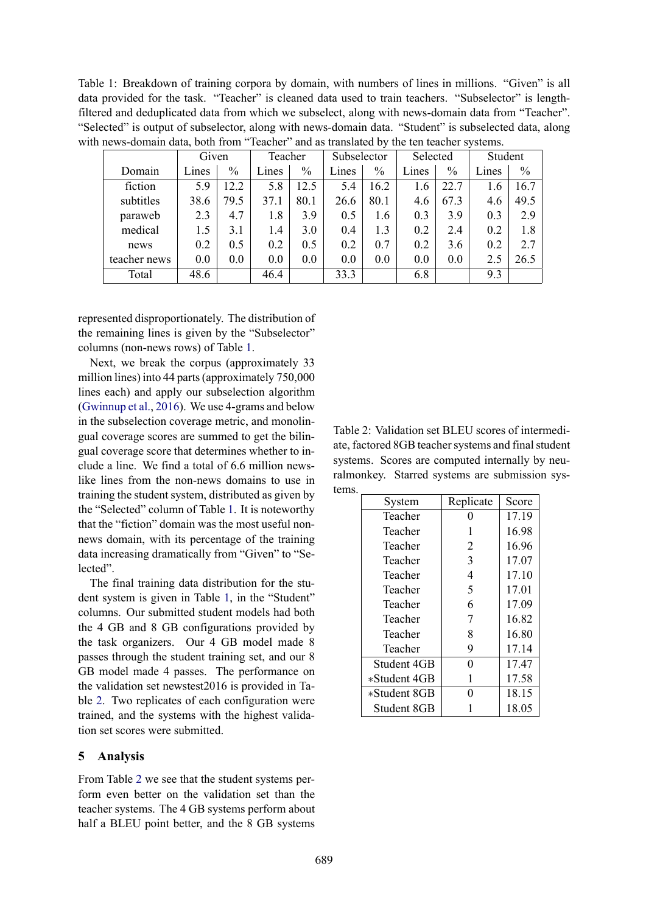Table 1: Breakdown of training corpora by domain, with numbers of lines in millions. "Given" is all data provided for the task. "Teacher" is cleaned data used to train teachers. "Subselector" is length-filtered and deduplicated data from which we subselect, along with news-domain data from "Teacher". "Selected" is output of subselector, along with news-domain data. "Student" is subselected data, along with news-domain data, both from "Teacher" and as translated by the ten teacher systems.

| | Given | | Teacher | | Subselector | | Selected | | Student | |
|---|---|---|---|---|---|---|---|---|---|---|
| Domain | Lines | % | Lines | % | Lines | % | Lines | % | Lines | % |
| fiction | 5.9 | 12.2 | 5.8 | 12.5 | 5.4 | 16.2 | 1.6 | 22.7 | 1.6 | 16.7 |
| subtitles | 38.6 | 79.5 | 37.1 | 80.1 | 26.6 | 80.1 | 4.6 | 67.3 | 4.6 | 49.5 |
| paraweb | 2.3 | 4.7 | 1.8 | 3.9 | 0.5 | 1.6 | 0.3 | 3.9 | 0.3 | 2.9 |
| medical | 1.5 | 3.1 | 1.4 | 3.0 | 0.4 | 1.3 | 0.2 | 2.4 | 0.2 | 1.8 |
| news | 0.2 | 0.5 | 0.2 | 0.5 | 0.2 | 0.7 | 0.2 | 3.6 | 0.2 | 2.7 |
| teacher news | 0.0 | 0.0 | 0.0 | 0.0 | 0.0 | 0.0 | 0.0 | 0.0 | 2.5 | 26.5 |
| Total | 48.6 | | 46.4 | | 33.3 | | 6.8 | | 9.3 | |

represented disproportionately. The distribution of the remaining lines is given by the "Subselector" columns (non-news rows) of Table 1.

Next, we break the corpus (approximately 33 million lines) into 44 parts (approximately 750,000 lines each) and apply our subselection algorithm (Gwinnup et al., 2016). We use 4-grams and below in the subselection coverage metric, and monolingual coverage scores are summed to get the bilingual coverage score that determines whether to include a line. We find a total of 6.6 million news-like lines from the non-news domains to use in training the student system, distributed as given by the "Selected" column of Table 1. It is noteworthy that the "fiction" domain was the most useful non-news domain, with its percentage of the training data increasing dramatically from "Given" to "Selected".

The final training data distribution for the student system is given in Table 1, in the "Student" columns. Our submitted student models had both the 4 GB and 8 GB configurations provided by the task organizers. Our 4 GB model made 8 passes through the student training set, and our 8 GB model made 4 passes. The performance on the validation set newstest2016 is provided in Table 2. Two replicates of each configuration were trained, and the systems with the highest validation set scores were submitted.

Table 2: Validation set BLEU scores of intermediate, factored 8GB teacher systems and final student systems. Scores are computed internally by neuralmonkey. Starred systems are submission systems.

| System | Replicate | Score |
|---|---|---|
| Teacher | 0 | 17.19 |
| Teacher | 1 | 16.98 |
| Teacher | 2 | 16.96 |
| Teacher | 3 | 17.07 |
| Teacher | 4 | 17.10 |
| Teacher | 5 | 17.01 |
| Teacher | 6 | 17.09 |
| Teacher | 7 | 16.82 |
| Teacher | 8 | 16.80 |
| Teacher | 9 | 17.14 |
| Student 4GB | 0 | 17.47 |
| *Student 4GB | 1 | 17.58 |
| *Student 8GB | 0 | 18.15 |
| Student 8GB | 1 | 18.05 |

## 5 Analysis

From Table 2 we see that the student systems perform even better on the validation set than the teacher systems. The 4 GB systems perform about half a BLEU point better, and the 8 GB systems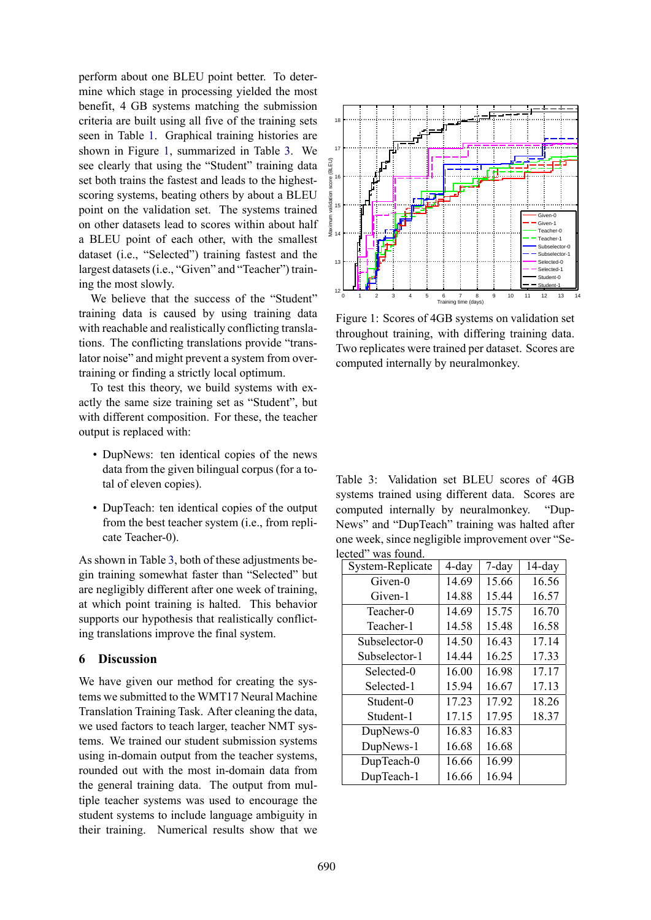perform about one BLEU point better. To determine which stage in processing yielded the most benefit, 4 GB systems matching the submission criteria are built using all five of the training sets seen in Table 1. Graphical training histories are shown in Figure 1, summarized in Table 3. We see clearly that using the "Student" training data set both trains the fastest and leads to the highest-scoring systems, beating others by about a BLEU point on the validation set. The systems trained on other datasets lead to scores within about half a BLEU point of each other, with the smallest dataset (i.e., "Selected") training fastest and the largest datasets (i.e., "Given" and "Teacher") training the most slowly.

We believe that the success of the "Student" training data is caused by using training data with reachable and realistically conflicting translations. The conflicting translations provide "translator noise" and might prevent a system from overtraining or finding a strictly local optimum.

To test this theory, we build systems with exactly the same size training set as "Student", but with different composition. For these, the teacher output is replaced with:

- DupNews: ten identical copies of the news data from the given bilingual corpus (for a total of eleven copies).
- DupTeach: ten identical copies of the output from the best teacher system (i.e., from replicate Teacher-0).

As shown in Table 3, both of these adjustments begin training somewhat faster than "Selected" but are negligibly different after one week of training, at which point training is halted. This behavior supports our hypothesis that realistically conflicting translations improve the final system.

## 6 Discussion

We have given our method for creating the systems we submitted to the WMT17 Neural Machine Translation Training Task. After cleaning the data, we used factors to teach larger, teacher NMT systems. We trained our student submission systems using in-domain output from the teacher systems, rounded out with the most in-domain data from the general training data. The output from multiple teacher systems was used to encourage the student systems to include language ambiguity in their training. Numerical results show that we

Figure 1: Scores of 4GB systems on validation set throughout training, with differing training data. Two replicates were trained per dataset. Scores are computed internally by neuralmonkey.

Table 3: Validation set BLEU scores of 4GB systems trained using different data. Scores are computed internally by neuralmonkey. "DupNews" and "DupTeach" training was halted after one week, since negligible improvement over "Selected" was found.

| System-Replicate | 4-day | 7-day | 14-day |
|---|---|---|---|
| Given-0 | 14.69 | 15.66 | 16.56 |
| Given-1 | 14.88 | 15.44 | 16.57 |
| Teacher-0 | 14.69 | 15.75 | 16.70 |
| Teacher-1 | 14.58 | 15.48 | 16.58 |
| Subselector-0 | 14.50 | 16.43 | 17.14 |
| Subselector-1 | 14.44 | 16.25 | 17.33 |
| Selected-0 | 16.00 | 16.98 | 17.17 |
| Selected-1 | 15.94 | 16.67 | 17.13 |
| Student-0 | 17.23 | 17.92 | 18.26 |
| Student-1 | 17.15 | 17.95 | 18.37 |
| DupNews-0 | 16.83 | 16.83 | |
| DupNews-1 | 16.68 | 16.68 | |
| DupTeach-0 | 16.66 | 16.99 | |
| DupTeach-1 | 16.66 | 16.94 | |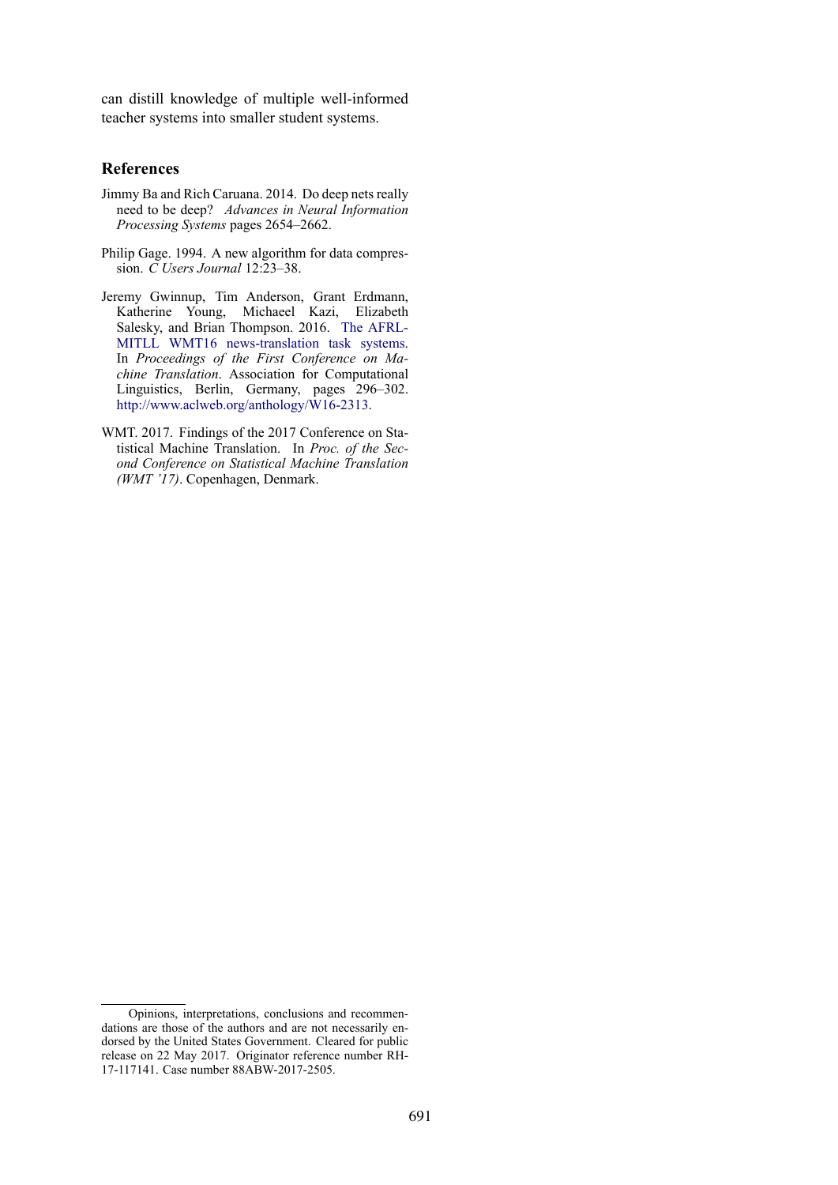can distill knowledge of multiple well-informed teacher systems into smaller student systems.

## References

Jimmy Ba and Rich Caruana. 2014. Do deep nets really need to be deep? *Advances in Neural Information Processing Systems* pages 2654–2662.

Philip Gage. 1994. A new algorithm for data compression. *C Users Journal* 12:23–38.

Jeremy Gwinnup, Tim Anderson, Grant Erdmann, Katherine Young, Michaeel Kazi, Elizabeth Salesky, and Brian Thompson. 2016. The AFRL-MITLL WMT16 news-translation task systems. In *Proceedings of the First Conference on Machine Translation*. Association for Computational Linguistics, Berlin, Germany, pages 296–302. http://www.aclweb.org/anthology/W16-2313.

WMT. 2017. Findings of the 2017 Conference on Statistical Machine Translation. In *Proc. of the Second Conference on Statistical Machine Translation (WMT '17)*. Copenhagen, Denmark.

---

Opinions, interpretations, conclusions and recommendations are those of the authors and are not necessarily endorsed by the United States Government. Cleared for public release on 22 May 2017. Originator reference number RH-17-117141. Case number 88ABW-2017-2505.